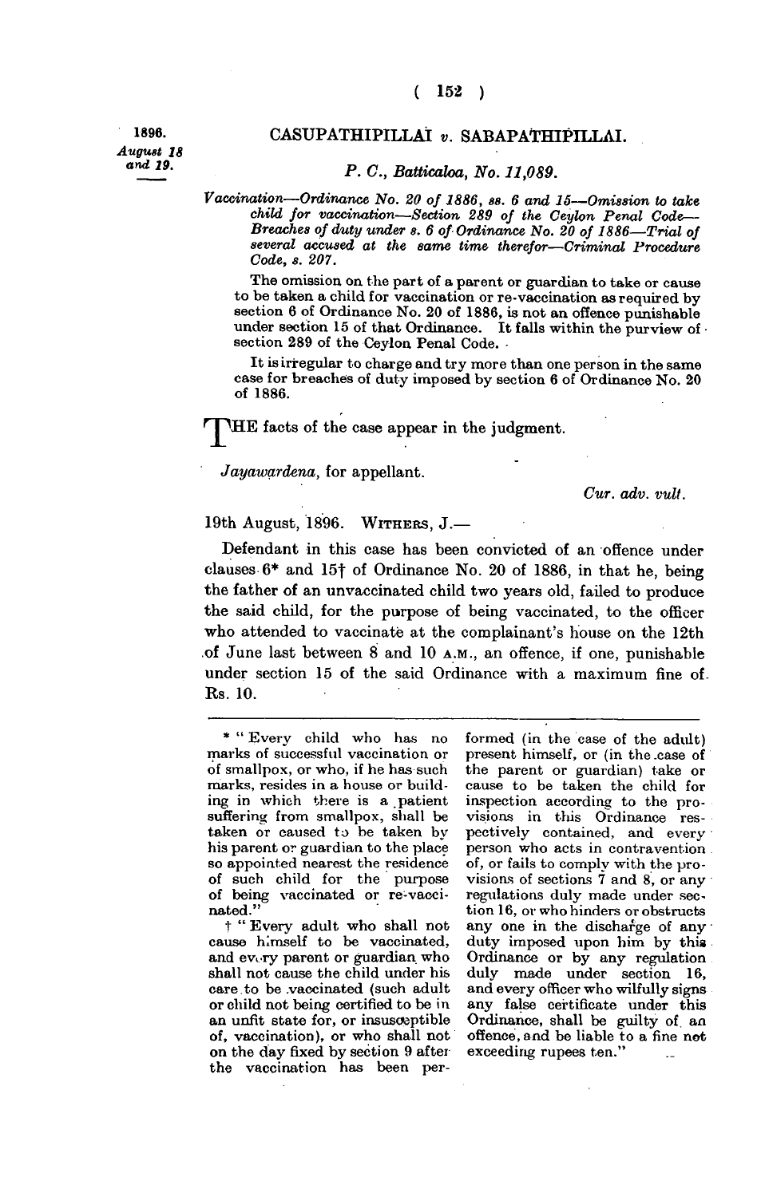1896.
*August 18 and 19.*

## CASUPATHIPILLAI *v.* SABAPATHIPILLAI.

### *P. C., Batticaloa, No. 11,089.*

*Vaccination—Ordinance No. 20 of 1886, ss. 6 and 15—Omission to take child for vaccination—Section 289 of the Ceylon Penal Code—Breaches of duty under s. 6 of Ordinance No. 20 of 1886—Trial of several accused at the same time therefor—Criminal Procedure Code, s. 207.*

The omission on the part of a parent or guardian to take or cause to be taken a child for vaccination or re-vaccination as required by section 6 of Ordinance No. 20 of 1886, is not an offence punishable under section 15 of that Ordinance. It falls within the purview of section 289 of the Ceylon Penal Code.

It is irregular to charge and try more than one person in the same case for breaches of duty imposed by section 6 of Ordinance No. 20 of 1886.

THE facts of the case appear in the judgment.

*Jayawardena*, for appellant.

*Cur. adv. vult.*

19th August, 1896. WITHERS, J.—

Defendant in this case has been convicted of an offence under clauses 6* and 15† of Ordinance No. 20 of 1886, in that he, being the father of an unvaccinated child two years old, failed to produce the said child, for the purpose of being vaccinated, to the officer who attended to vaccinate at the complainant's house on the 12th of June last between 8 and 10 A.M., an offence, if one, punishable under section 15 of the said Ordinance with a maximum fine of Rs. 10.

---

\* "Every child who has no marks of successful vaccination or of smallpox, or who, if he has such marks, resides in a house or building in which there is a patient suffering from smallpox, shall be taken or caused to be taken by his parent or guardian to the place so appointed nearest the residence of such child for the purpose of being vaccinated or re-vaccinated."

† "Every adult who shall not cause himself to be vaccinated, and every parent or guardian who shall not cause the child under his care to be vaccinated (such adult or child not being certified to be in an unfit state for, or insusceptible of, vaccination), or who shall not on the day fixed by section 9 after the vaccination has been performed (in the case of the adult) present himself, or (in the case of the parent or guardian) take or cause to be taken the child for inspection according to the provisions in this Ordinance respectively contained, and every person who acts in contravention of, or fails to comply with the provisions of sections 7 and 8, or any regulations duly made under section 16, or who hinders or obstructs any one in the discharge of any duty imposed upon him by this Ordinance or by any regulation duly made under section 16, and every officer who wilfully signs any false certificate under this Ordinance, shall be guilty of an offence, and be liable to a fine not exceeding rupees ten."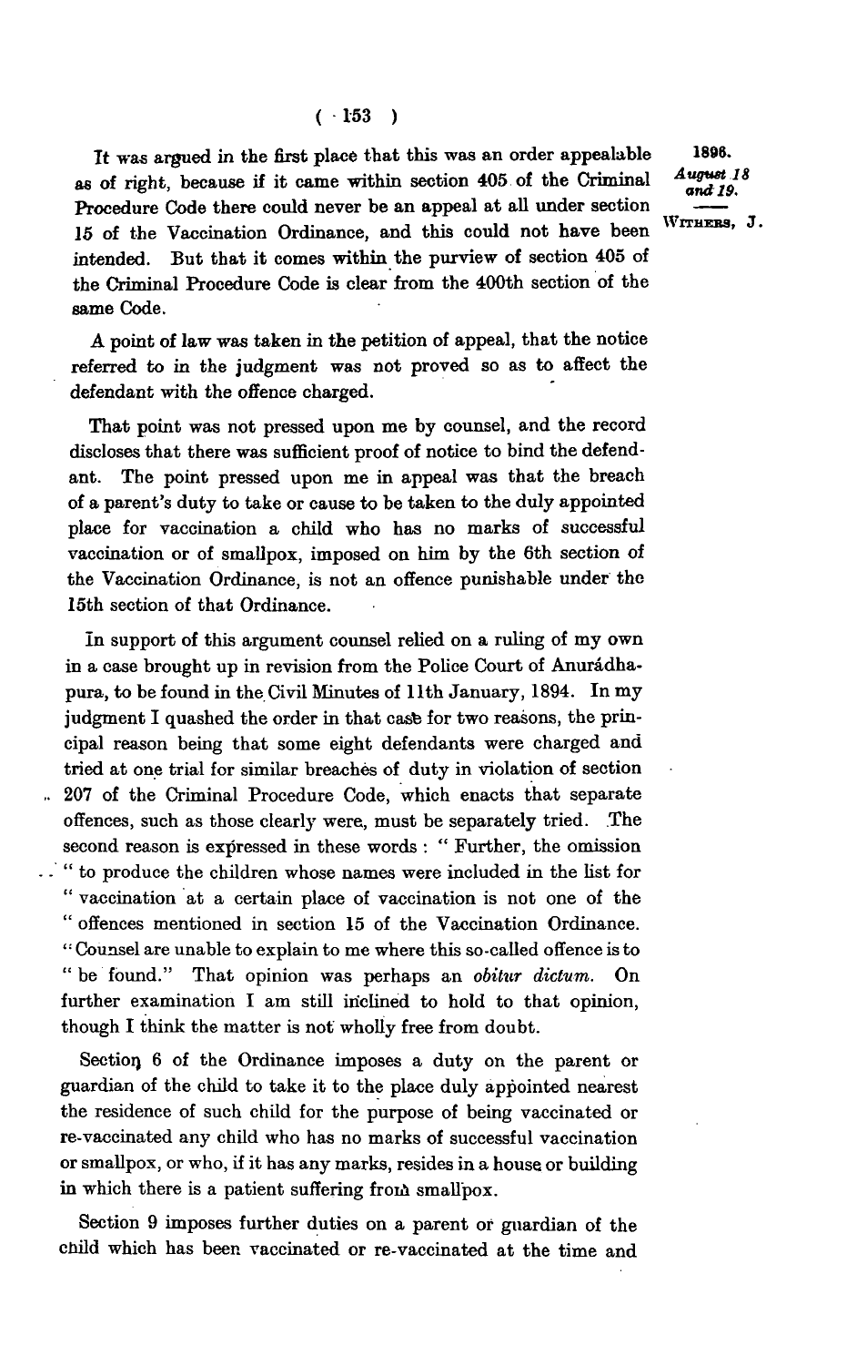It was argued in the first place that this was an order appealable as of right, because if it came within section 405 of the Criminal Procedure Code there could never be an appeal at all under section 15 of the Vaccination Ordinance, and this could not have been intended. But that it comes within the purview of section 405 of the Criminal Procedure Code is clear from the 400th section of the same Code.

A point of law was taken in the petition of appeal, that the notice referred to in the judgment was not proved so as to affect the defendant with the offence charged.

That point was not pressed upon me by counsel, and the record discloses that there was sufficient proof of notice to bind the defendant. The point pressed upon me in appeal was that the breach of a parent's duty to take or cause to be taken to the duly appointed place for vaccination a child who has no marks of successful vaccination or of smallpox, imposed on him by the 6th section of the Vaccination Ordinance, is not an offence punishable under the 15th section of that Ordinance.

In support of this argument counsel relied on a ruling of my own in a case brought up in revision from the Police Court of Anurádhapura, to be found in the Civil Minutes of 11th January, 1894. In my judgment I quashed the order in that case for two reasons, the principal reason being that some eight defendants were charged and tried at one trial for similar breaches of duty in violation of section 207 of the Criminal Procedure Code, which enacts that separate offences, such as those clearly were, must be separately tried. The second reason is expressed in these words: "Further, the omission "to produce the children whose names were included in the list for "vaccination at a certain place of vaccination is not one of the "offences mentioned in section 15 of the Vaccination Ordinance. "Counsel are unable to explain to me where this so-called offence is to "be found." That opinion was perhaps an *obitur dictum*. On further examination I am still inclined to hold to that opinion, though I think the matter is not wholly free from doubt.

Section 6 of the Ordinance imposes a duty on the parent or guardian of the child to take it to the place duly appointed nearest the residence of such child for the purpose of being vaccinated or re-vaccinated any child who has no marks of successful vaccination or smallpox, or who, if it has any marks, resides in a house or building in which there is a patient suffering from smallpox.

Section 9 imposes further duties on a parent or guardian of the child which has been vaccinated or re-vaccinated at the time and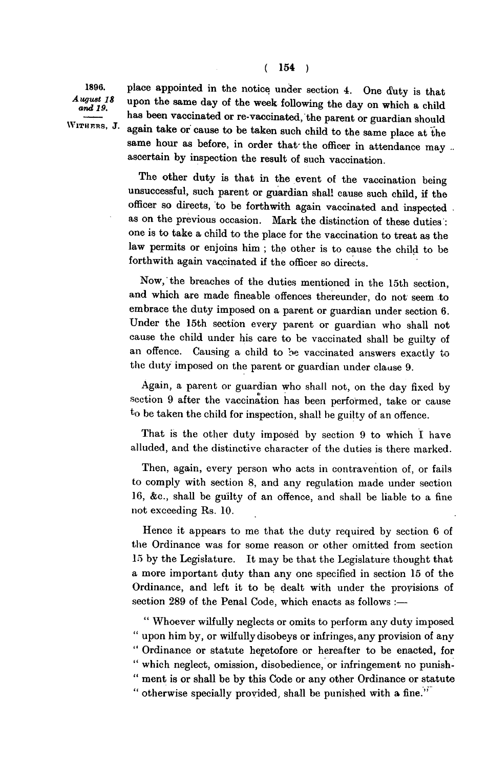place appointed in the notice under section 4. One duty is that upon the same day of the week following the day on which a child has been vaccinated or re-vaccinated, the parent or guardian should again take or cause to be taken such child to the same place at the same hour as before, in order that the officer in attendance may ascertain by inspection the result of such vaccination.

The other duty is that in the event of the vaccination being unsuccessful, such parent or guardian shall cause such child, if the officer so directs, to be forthwith again vaccinated and inspected as on the previous occasion. Mark the distinction of these duties: one is to take a child to the place for the vaccination to treat as the law permits or enjoins him; the other is to cause the child to be forthwith again vaccinated if the officer so directs.

Now, the breaches of the duties mentioned in the 15th section, and which are made fineable offences thereunder, do not seem to embrace the duty imposed on a parent or guardian under section 6. Under the 15th section every parent or guardian who shall not cause the child under his care to be vaccinated shall be guilty of an offence. Causing a child to be vaccinated answers exactly to the duty imposed on the parent or guardian under clause 9.

Again, a parent or guardian who shall not, on the day fixed by section 9 after the vaccination has been performed, take or cause to be taken the child for inspection, shall be guilty of an offence.

That is the other duty imposed by section 9 to which I have alluded, and the distinctive character of the duties is there marked.

Then, again, every person who acts in contravention of, or fails to comply with section 8, and any regulation made under section 16, &c., shall be guilty of an offence, and shall be liable to a fine not exceeding Rs. 10.

Hence it appears to me that the duty required by section 6 of the Ordinance was for some reason or other omitted from section 15 by the Legislature. It may be that the Legislature thought that a more important duty than any one specified in section 15 of the Ordinance, and left it to be dealt with under the provisions of section 289 of the Penal Code, which enacts as follows :—

"Whoever wilfully neglects or omits to perform any duty imposed "upon him by, or wilfully disobeys or infringes, any provision of any "Ordinance or statute heretofore or hereafter to be enacted, for "which neglect, omission, disobedience, or infringement no punish- "ment is or shall be by this Code or any other Ordinance or statute "otherwise specially provided, shall be punished with a fine."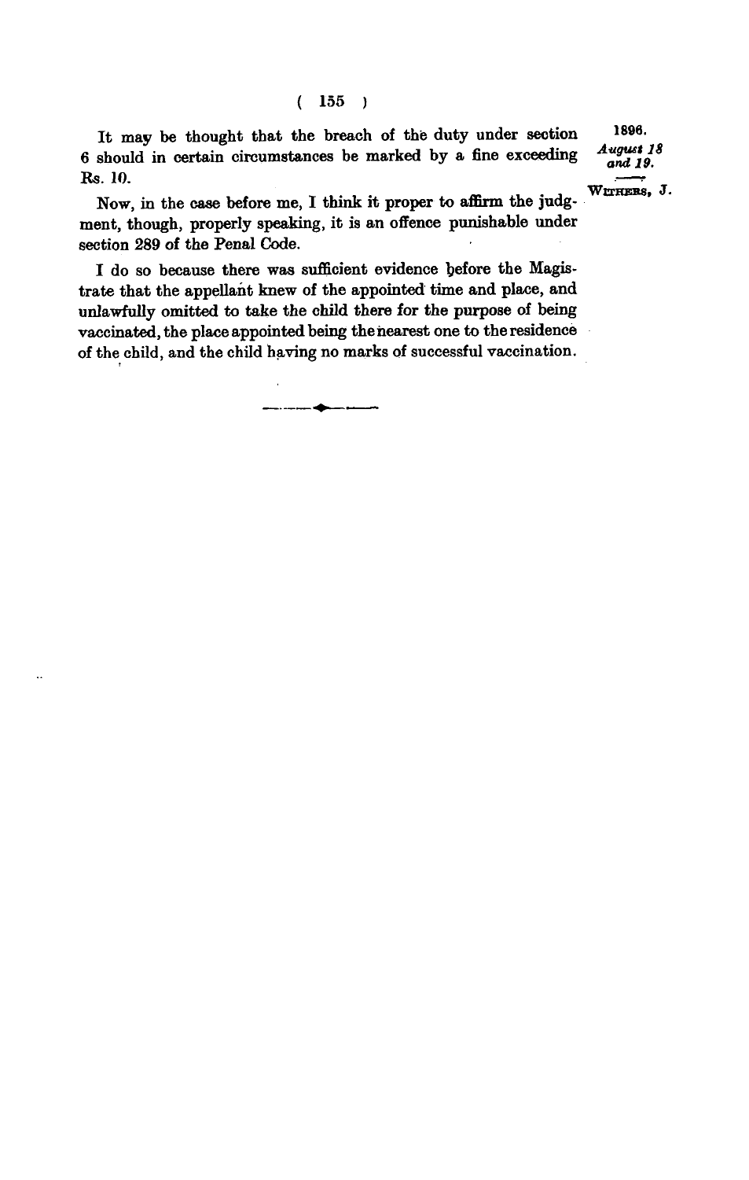It may be thought that the breach of the duty under section 6 should in certain circumstances be marked by a fine exceeding Rs. 10.

1896. *August 18 and 19.*

WITHERS, J.

Now, in the case before me, I think it proper to affirm the judgment, though, properly speaking, it is an offence punishable under section 289 of the Penal Code.

I do so because there was sufficient evidence before the Magistrate that the appellant knew of the appointed time and place, and unlawfully omitted to take the child there for the purpose of being vaccinated, the place appointed being the nearest one to the residence of the child, and the child having no marks of successful vaccination.